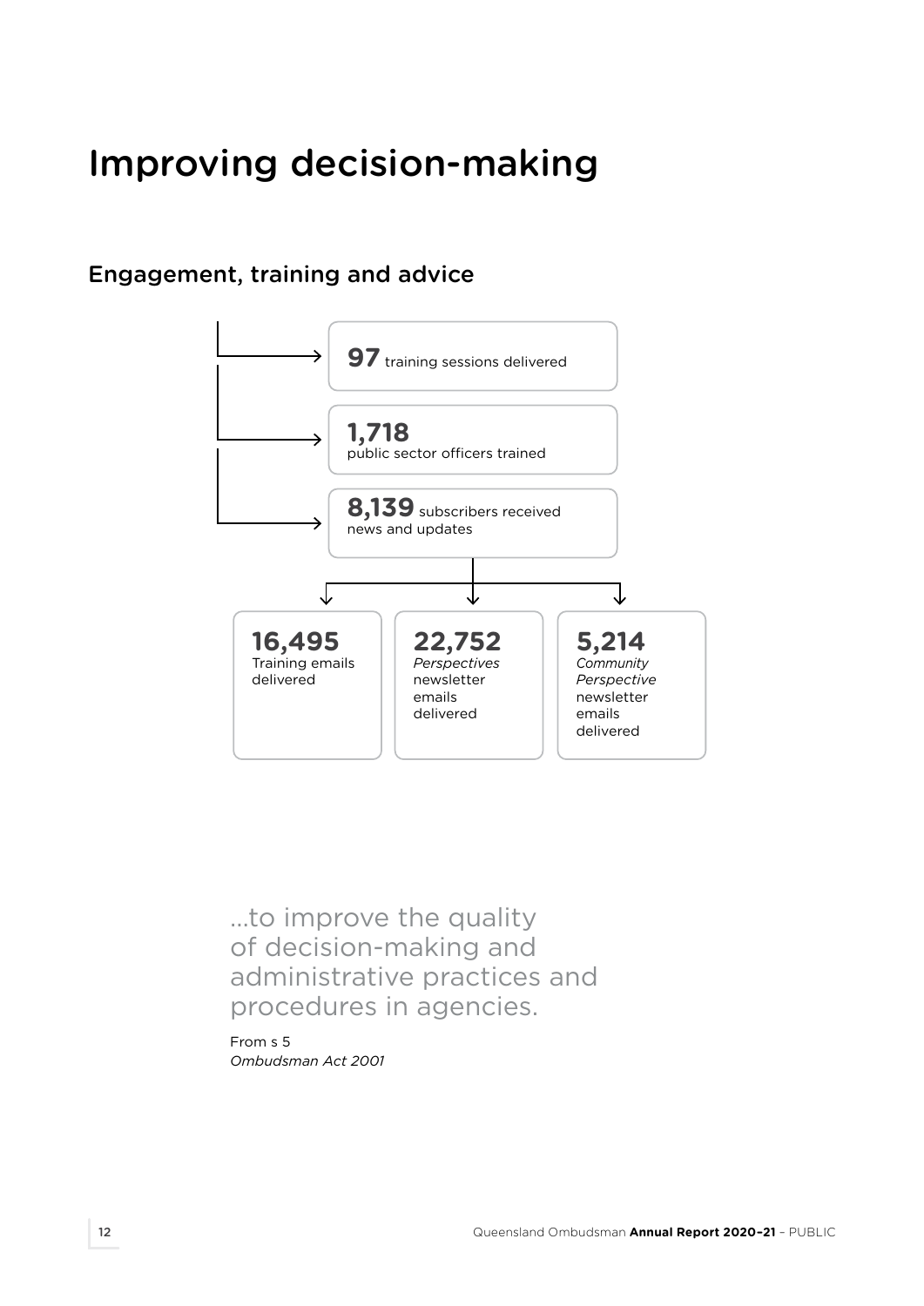# Improving decision-making

## Engagement, training and advice

**97** training sessions delivered

**1,718**
public sector officers trained

**8,139** subscribers received news and updates

**16,495**
Training emails delivered

**22,752**
*Perspectives* newsletter emails delivered

**5,214**
*Community Perspective* newsletter emails delivered

...to improve the quality of decision-making and administrative practices and procedures in agencies.

From s 5
*Ombudsman Act 2001*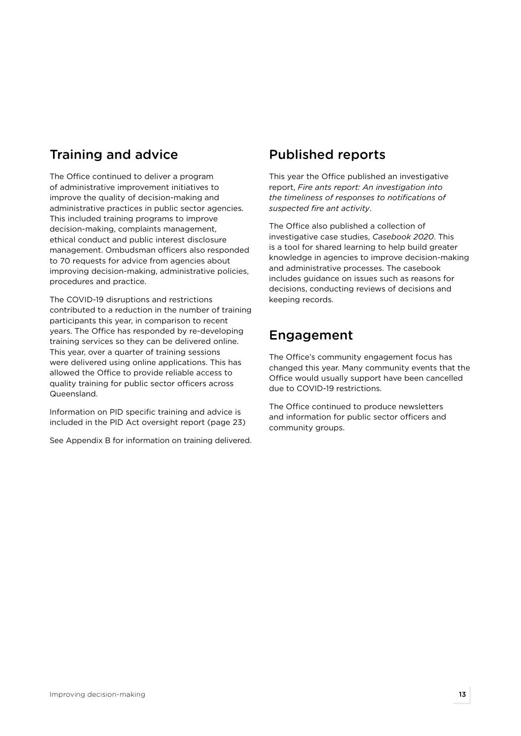## Training and advice

The Office continued to deliver a program of administrative improvement initiatives to improve the quality of decision-making and administrative practices in public sector agencies. This included training programs to improve decision-making, complaints management, ethical conduct and public interest disclosure management. Ombudsman officers also responded to 70 requests for advice from agencies about improving decision-making, administrative policies, procedures and practice.

The COVID-19 disruptions and restrictions contributed to a reduction in the number of training participants this year, in comparison to recent years. The Office has responded by re-developing training services so they can be delivered online. This year, over a quarter of training sessions were delivered using online applications. This has allowed the Office to provide reliable access to quality training for public sector officers across Queensland.

Information on PID specific training and advice is included in the PID Act oversight report (page 23)

See Appendix B for information on training delivered.

## Published reports

This year the Office published an investigative report, *Fire ants report: An investigation into the timeliness of responses to notifications of suspected fire ant activity*.

The Office also published a collection of investigative case studies, *Casebook 2020*. This is a tool for shared learning to help build greater knowledge in agencies to improve decision-making and administrative processes. The casebook includes guidance on issues such as reasons for decisions, conducting reviews of decisions and keeping records.

## Engagement

The Office's community engagement focus has changed this year. Many community events that the Office would usually support have been cancelled due to COVID-19 restrictions.

The Office continued to produce newsletters and information for public sector officers and community groups.